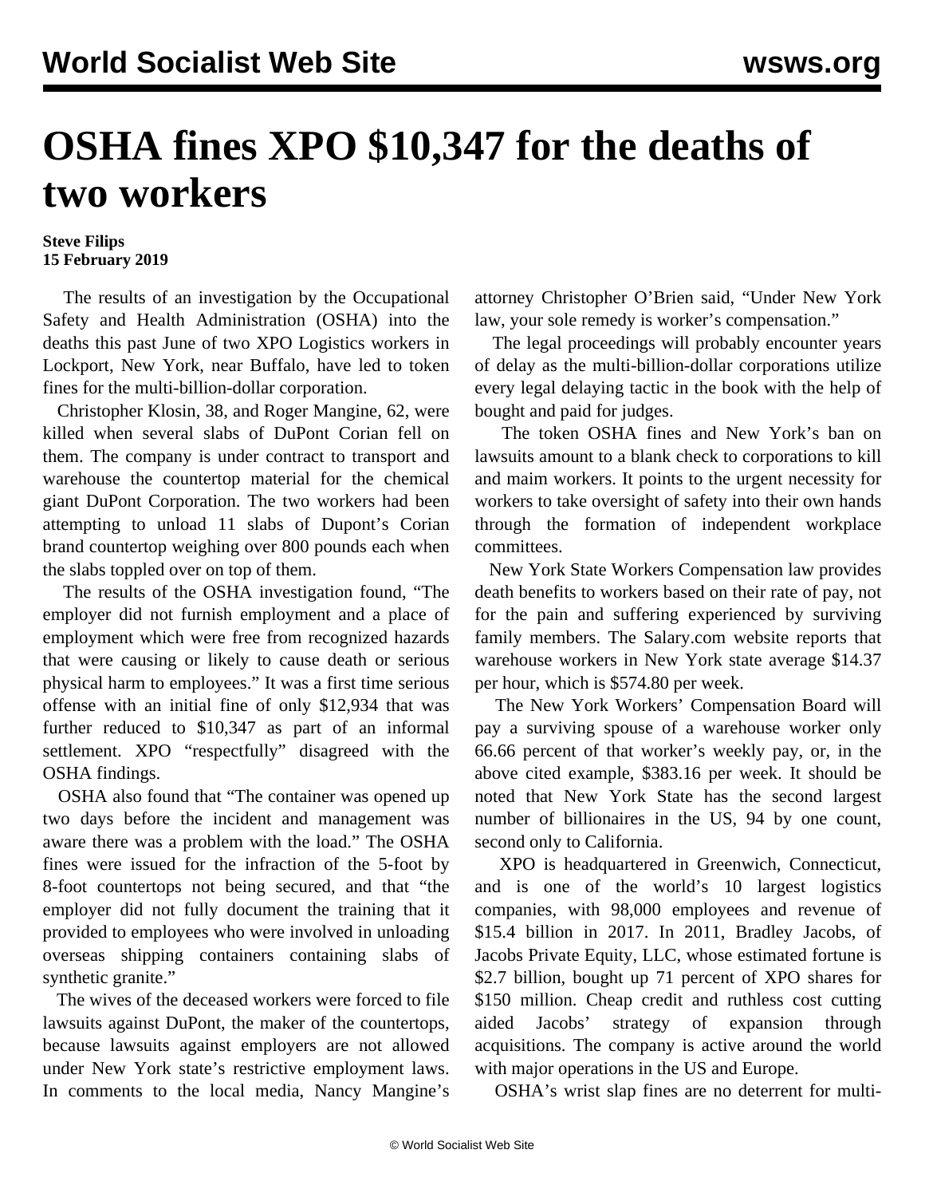# OSHA fines XPO $10,347 for the deaths of two workers

**Steve Filips**
**15 February 2019**

The results of an investigation by the Occupational Safety and Health Administration (OSHA) into the deaths this past June of two XPO Logistics workers in Lockport, New York, near Buffalo, have led to token fines for the multi-billion-dollar corporation.

Christopher Klosin, 38, and Roger Mangine, 62, were killed when several slabs of DuPont Corian fell on them. The company is under contract to transport and warehouse the countertop material for the chemical giant DuPont Corporation. The two workers had been attempting to unload 11 slabs of Dupont's Corian brand countertop weighing over 800 pounds each when the slabs toppled over on top of them.

The results of the OSHA investigation found, "The employer did not furnish employment and a place of employment which were free from recognized hazards that were causing or likely to cause death or serious physical harm to employees." It was a first time serious offense with an initial fine of only $12,934 that was further reduced to $10,347 as part of an informal settlement. XPO "respectfully" disagreed with the OSHA findings.

OSHA also found that "The container was opened up two days before the incident and management was aware there was a problem with the load." The OSHA fines were issued for the infraction of the 5-foot by 8-foot countertops not being secured, and that "the employer did not fully document the training that it provided to employees who were involved in unloading overseas shipping containers containing slabs of synthetic granite."

The wives of the deceased workers were forced to file lawsuits against DuPont, the maker of the countertops, because lawsuits against employers are not allowed under New York state's restrictive employment laws. In comments to the local media, Nancy Mangine's attorney Christopher O'Brien said, "Under New York law, your sole remedy is worker's compensation."

The legal proceedings will probably encounter years of delay as the multi-billion-dollar corporations utilize every legal delaying tactic in the book with the help of bought and paid for judges.

The token OSHA fines and New York's ban on lawsuits amount to a blank check to corporations to kill and maim workers. It points to the urgent necessity for workers to take oversight of safety into their own hands through the formation of independent workplace committees.

New York State Workers Compensation law provides death benefits to workers based on their rate of pay, not for the pain and suffering experienced by surviving family members. The Salary.com website reports that warehouse workers in New York state average $14.37 per hour, which is $574.80 per week.

The New York Workers' Compensation Board will pay a surviving spouse of a warehouse worker only 66.66 percent of that worker's weekly pay, or, in the above cited example, $383.16 per week. It should be noted that New York State has the second largest number of billionaires in the US, 94 by one count, second only to California.

XPO is headquartered in Greenwich, Connecticut, and is one of the world's 10 largest logistics companies, with 98,000 employees and revenue of $15.4 billion in 2017. In 2011, Bradley Jacobs, of Jacobs Private Equity, LLC, whose estimated fortune is $2.7 billion, bought up 71 percent of XPO shares for $150 million. Cheap credit and ruthless cost cutting aided Jacobs' strategy of expansion through acquisitions. The company is active around the world with major operations in the US and Europe.

OSHA's wrist slap fines are no deterrent for multi-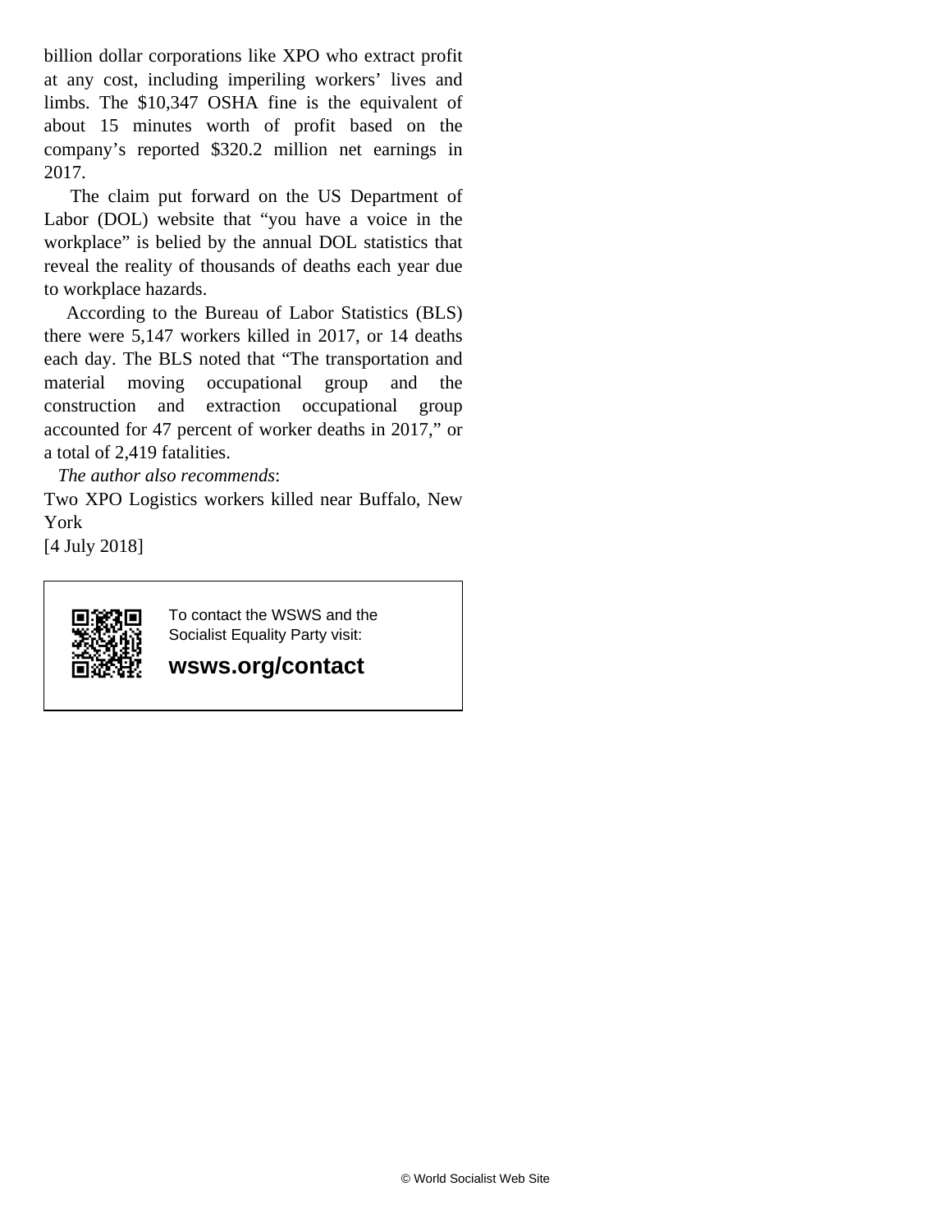billion dollar corporations like XPO who extract profit at any cost, including imperiling workers' lives and limbs. The $10,347 OSHA fine is the equivalent of about 15 minutes worth of profit based on the company's reported $320.2 million net earnings in 2017.

The claim put forward on the US Department of Labor (DOL) website that "you have a voice in the workplace" is belied by the annual DOL statistics that reveal the reality of thousands of deaths each year due to workplace hazards.

According to the Bureau of Labor Statistics (BLS) there were 5,147 workers killed in 2017, or 14 deaths each day. The BLS noted that "The transportation and material moving occupational group and the construction and extraction occupational group accounted for 47 percent of worker deaths in 2017," or a total of 2,419 fatalities.

*The author also recommends*:

Two XPO Logistics workers killed near Buffalo, New York
[4 July 2018]

To contact the WSWS and the Socialist Equality Party visit:

**wsws.org/contact**